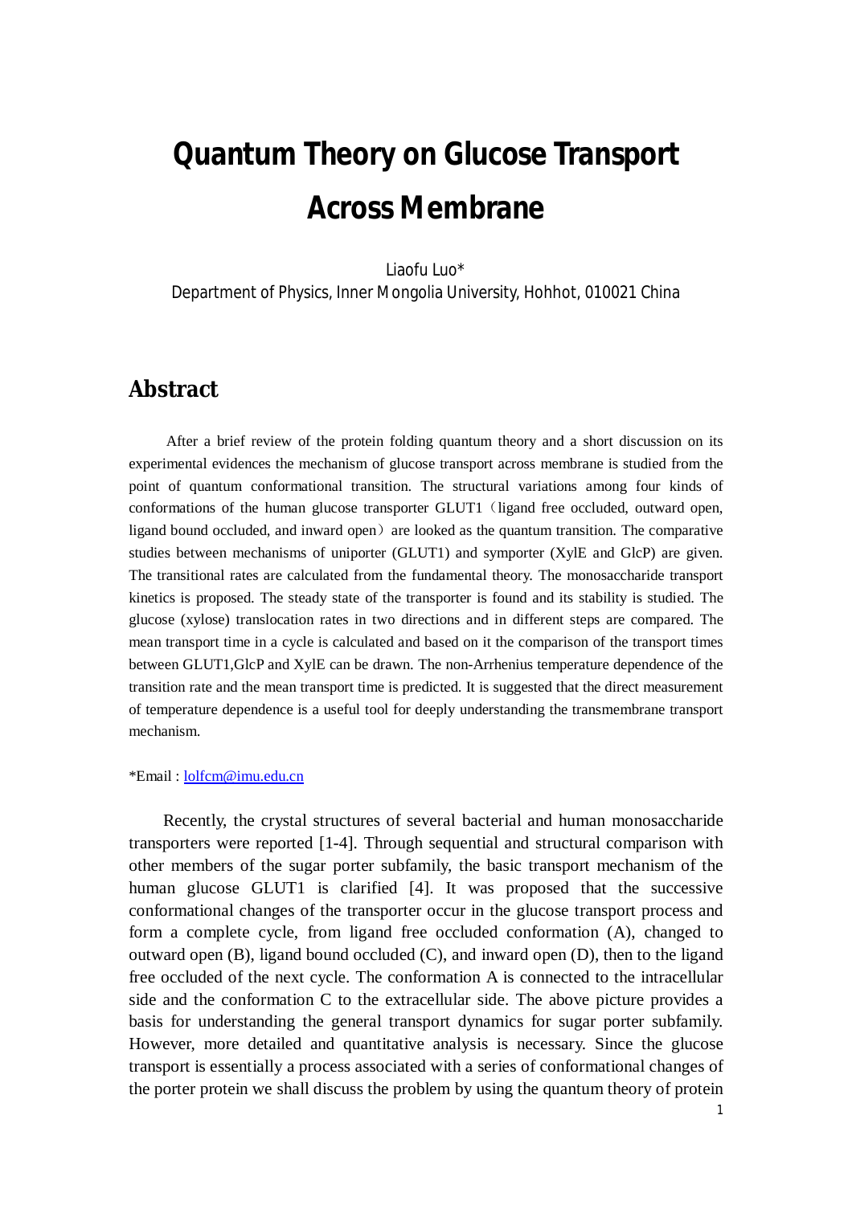# Quantum Theory on Glucose Transport Across Membrane

Liaofu Luo*

Department of Physics, Inner Mongolia University, Hohhot, 010021 China

## Abstract

After a brief review of the protein folding quantum theory and a short discussion on its experimental evidences the mechanism of glucose transport across membrane is studied from the point of quantum conformational transition. The structural variations among four kinds of conformations of the human glucose transporter GLUT1（ligand free occluded, outward open, ligand bound occluded, and inward open）are looked as the quantum transition. The comparative studies between mechanisms of uniporter (GLUT1) and symporter (XylE and GlcP) are given. The transitional rates are calculated from the fundamental theory. The monosaccharide transport kinetics is proposed. The steady state of the transporter is found and its stability is studied. The glucose (xylose) translocation rates in two directions and in different steps are compared. The mean transport time in a cycle is calculated and based on it the comparison of the transport times between GLUT1,GlcP and XylE can be drawn. The non-Arrhenius temperature dependence of the transition rate and the mean transport time is predicted. It is suggested that the direct measurement of temperature dependence is a useful tool for deeply understanding the transmembrane transport mechanism.

*Email : lolfcm@imu.edu.cn

Recently, the crystal structures of several bacterial and human monosaccharide transporters were reported [1-4]. Through sequential and structural comparison with other members of the sugar porter subfamily, the basic transport mechanism of the human glucose GLUT1 is clarified [4]. It was proposed that the successive conformational changes of the transporter occur in the glucose transport process and form a complete cycle, from ligand free occluded conformation (A), changed to outward open (B), ligand bound occluded (C), and inward open (D), then to the ligand free occluded of the next cycle. The conformation A is connected to the intracellular side and the conformation C to the extracellular side. The above picture provides a basis for understanding the general transport dynamics for sugar porter subfamily. However, more detailed and quantitative analysis is necessary. Since the glucose transport is essentially a process associated with a series of conformational changes of the porter protein we shall discuss the problem by using the quantum theory of protein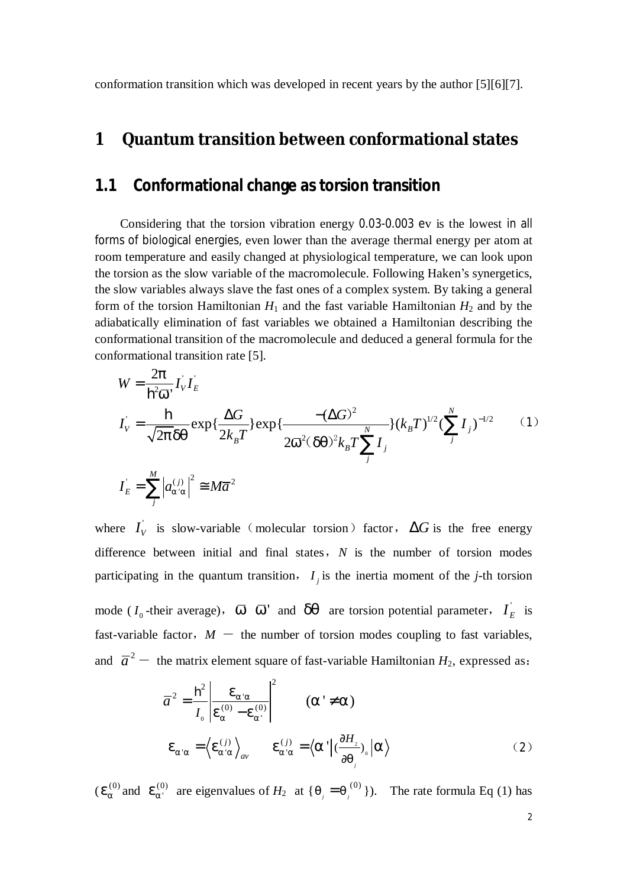conformation transition which was developed in recent years by the author [5][6][7].

# 1 Quantum transition between conformational states

## 1.1 Conformational change as torsion transition

Considering that the torsion vibration energy 0.03-0.003 ev is the lowest in all forms of biological energies, even lower than the average thermal energy per atom at room temperature and easily changed at physiological temperature, we can look upon the torsion as the slow variable of the macromolecule. Following Haken's synergetics, the slow variables always slave the fast ones of a complex system. By taking a general form of the torsion Hamiltonian $H_1$ and the fast variable Hamiltonian $H_2$ and by the adiabatically elimination of fast variables we obtained a Hamiltonian describing the conformational transition of the macromolecule and deduced a general formula for the conformational transition rate [5].

$$
\begin{aligned}
W &= \frac{2\pi}{\hbar^2 \overline{\omega}'} I_V' I_E' \\
I_V' &= \frac{\hbar}{\sqrt{2\pi}\,\delta\theta} \exp\{\frac{\Delta G}{2k_B T}\} \exp\{\frac{-(\Delta G)^2}{2\overline{\omega}^2 (\delta\theta)^2 k_B T \sum_j^N I_j}\} (k_B T)^{1/2} (\sum_j^N I_j)^{-1/2} \qquad (1) \\
I_E' &= \sum_j^M \left| a_{\alpha'\alpha}^{(j)} \right|^2 \cong M \overline{a}^2
\end{aligned}
$$

where $I_V'$ is slow-variable（molecular torsion）factor，$\Delta G$ is the free energy difference between initial and final states，$N$ is the number of torsion modes participating in the quantum transition，$I_j$ is the inertia moment of the $j$-th torsion mode ($I_0$-their average)，$\overline{\omega}$ $\overline{\omega}'$ and $\delta\theta$ are torsion potential parameter，$I_E'$ is fast-variable factor，$M$ － the number of torsion modes coupling to fast variables, and $\overline{a}^2$ － the matrix element square of fast-variable Hamiltonian $H_2$, expressed as：

$$
\overline{a}^2 = \frac{\hbar^2}{I_0} \left| \frac{\varepsilon_{\alpha'\alpha}}{\varepsilon_{\alpha}^{(0)} - \varepsilon_{\alpha'}^{(0)}} \right|^2 \qquad (\alpha' \neq \alpha)
$$

$$
\varepsilon_{\alpha'\alpha} = \left\langle \varepsilon_{\alpha'\alpha}^{(j)} \right\rangle_{av} \qquad \varepsilon_{\alpha'\alpha}^{(j)} = \left\langle \alpha' \right| (\frac{\partial H_2}{\partial \theta_j})_0 \left| \alpha \right\rangle \qquad (2)
$$

($\varepsilon_{\alpha}^{(0)}$ and $\varepsilon_{\alpha'}^{(0)}$ are eigenvalues of $H_2$ at $\{\theta_j = \theta_j^{(0)}\}$). The rate formula Eq (1) has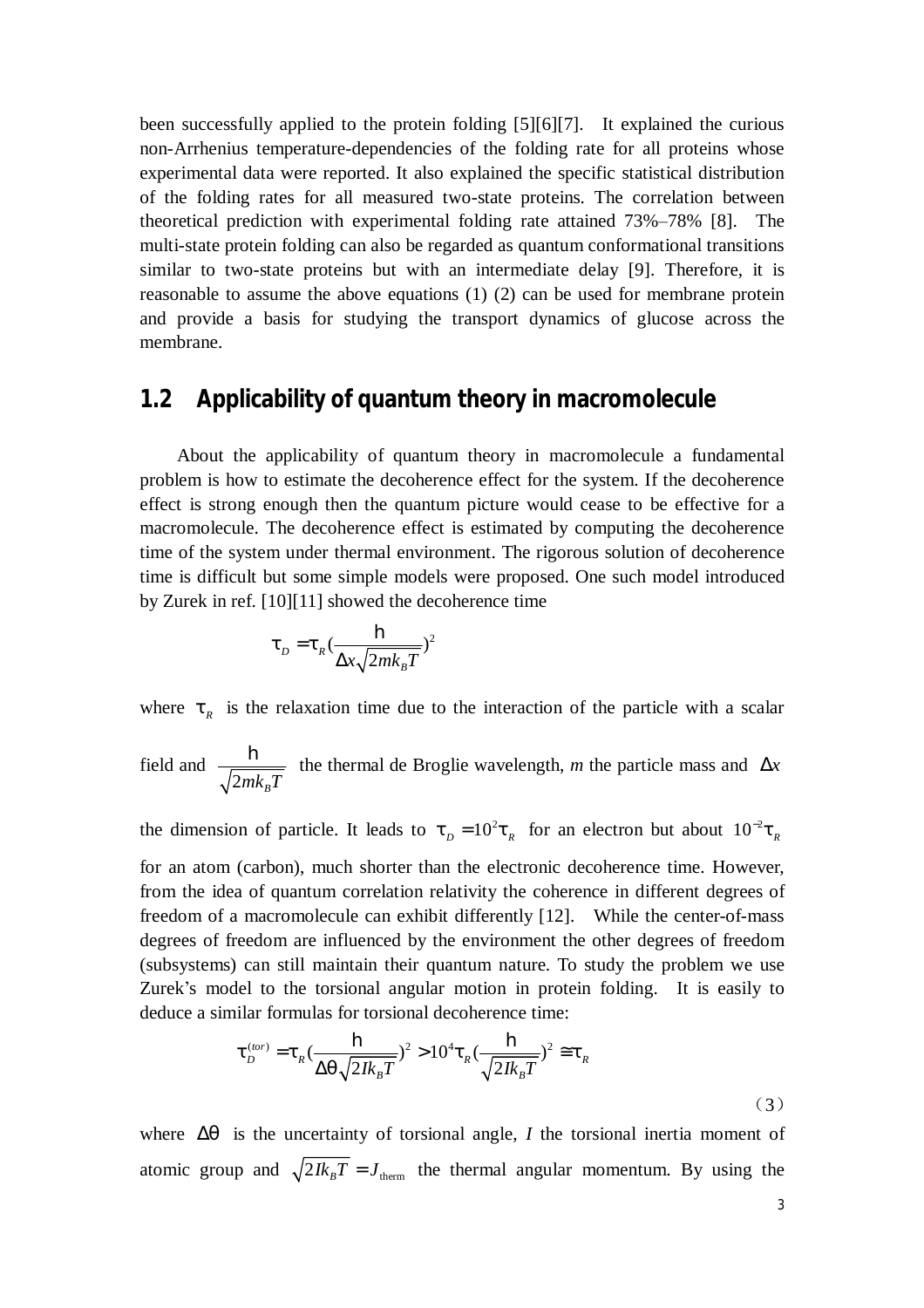been successfully applied to the protein folding [5][6][7]. It explained the curious non-Arrhenius temperature-dependencies of the folding rate for all proteins whose experimental data were reported. It also explained the specific statistical distribution of the folding rates for all measured two-state proteins. The correlation between theoretical prediction with experimental folding rate attained 73%–78% [8]. The multi-state protein folding can also be regarded as quantum conformational transitions similar to two-state proteins but with an intermediate delay [9]. Therefore, it is reasonable to assume the above equations (1) (2) can be used for membrane protein and provide a basis for studying the transport dynamics of glucose across the membrane.

## 1.2 Applicability of quantum theory in macromolecule

About the applicability of quantum theory in macromolecule a fundamental problem is how to estimate the decoherence effect for the system. If the decoherence effect is strong enough then the quantum picture would cease to be effective for a macromolecule. The decoherence effect is estimated by computing the decoherence time of the system under thermal environment. The rigorous solution of decoherence time is difficult but some simple models were proposed. One such model introduced by Zurek in ref. [10][11] showed the decoherence time

$$\tau_D = \tau_R \left(\frac{\hbar}{\Delta x \sqrt{2mk_B T}}\right)^2$$

where $\tau_R$ is the relaxation time due to the interaction of the particle with a scalar field and $\frac{\hbar}{\sqrt{2mk_B T}}$ the thermal de Broglie wavelength, $m$ the particle mass and $\Delta x$ the dimension of particle. It leads to $\tau_D = 10^2 \tau_R$ for an electron but about $10^{-2}\tau_R$ for an atom (carbon), much shorter than the electronic decoherence time. However, from the idea of quantum correlation relativity the coherence in different degrees of freedom of a macromolecule can exhibit differently [12]. While the center-of-mass degrees of freedom are influenced by the environment the other degrees of freedom (subsystems) can still maintain their quantum nature. To study the problem we use Zurek's model to the torsional angular motion in protein folding. It is easily to deduce a similar formulas for torsional decoherence time:

$$\tau_D^{(tor)} = \tau_R \left(\frac{\hbar}{\Delta\theta \sqrt{2Ik_B T}}\right)^2 > 10^4 \tau_R \left(\frac{\hbar}{\sqrt{2Ik_B T}}\right)^2 \cong \tau_R \tag{3}$$

where $\Delta\theta$ is the uncertainty of torsional angle, $I$ the torsional inertia moment of atomic group and $\sqrt{2Ik_B T} = J_{\text{therm}}$ the thermal angular momentum. By using the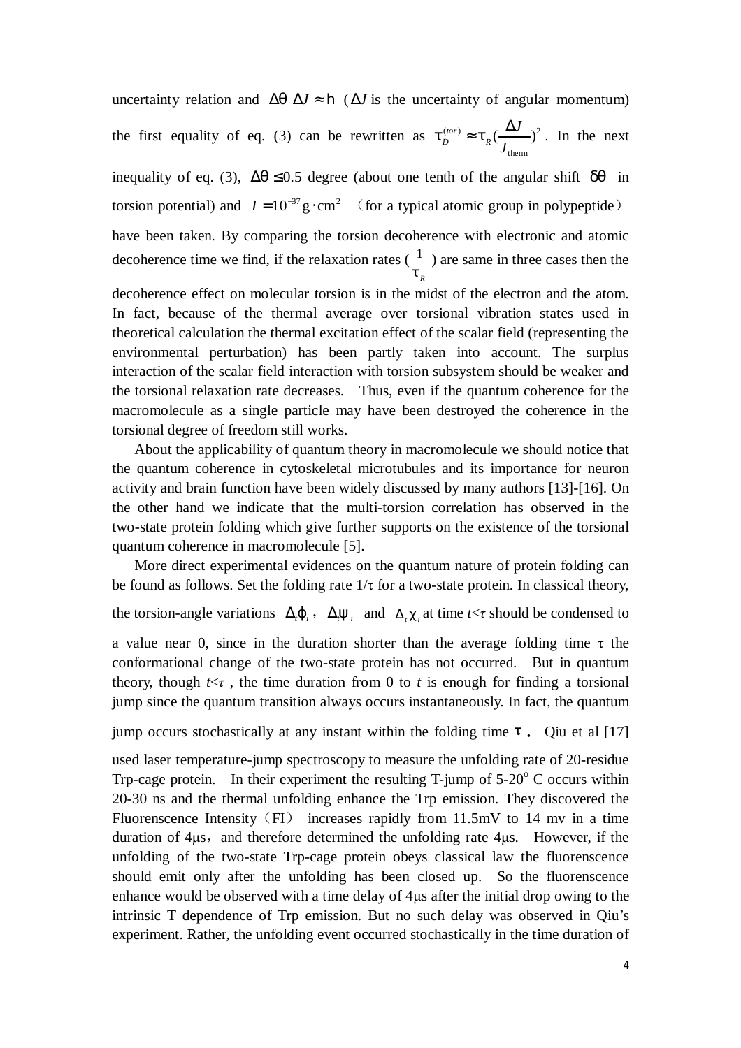uncertainty relation and $\Delta\theta\ \Delta J \approx \hbar$ ($\Delta J$ is the uncertainty of angular momentum) the first equality of eq. (3) can be rewritten as $\tau_D^{(tor)} \approx \tau_R (\frac{\Delta J}{J_{\text{therm}}})^2$. In the next inequality of eq. (3), $\Delta\theta \le 0.5$ degree (about one tenth of the angular shift $\delta\theta$ in torsion potential) and $I = 10^{-37}\,\text{g}\cdot\text{cm}^2$ （for a typical atomic group in polypeptide） have been taken. By comparing the torsion decoherence with electronic and atomic decoherence time we find, if the relaxation rates ($\frac{1}{\tau_R}$) are same in three cases then the decoherence effect on molecular torsion is in the midst of the electron and the atom. In fact, because of the thermal average over torsional vibration states used in theoretical calculation the thermal excitation effect of the scalar field (representing the environmental perturbation) has been partly taken into account. The surplus interaction of the scalar field interaction with torsion subsystem should be weaker and the torsional relaxation rate decreases. Thus, even if the quantum coherence for the macromolecule as a single particle may have been destroyed the coherence in the torsional degree of freedom still works.

About the applicability of quantum theory in macromolecule we should notice that the quantum coherence in cytoskeletal microtubules and its importance for neuron activity and brain function have been widely discussed by many authors [13]-[16]. On the other hand we indicate that the multi-torsion correlation has observed in the two-state protein folding which give further supports on the existence of the torsional quantum coherence in macromolecule [5].

More direct experimental evidences on the quantum nature of protein folding can be found as follows. Set the folding rate $1/\tau$ for a two-state protein. In classical theory, the torsion-angle variations $\Delta_t\varphi_i$, $\Delta_t\psi_i$ and $\Delta_t\chi_i$ at time $t<\tau$ should be condensed to a value near 0, since in the duration shorter than the average folding time $\tau$ the conformational change of the two-state protein has not occurred. But in quantum theory, though $t<\tau$, the time duration from 0 to $t$ is enough for finding a torsional jump since the quantum transition always occurs instantaneously. In fact, the quantum jump occurs stochastically at any instant within the folding time $\boldsymbol{\tau}$. Qiu et al [17] used laser temperature-jump spectroscopy to measure the unfolding rate of 20-residue Trp-cage protein. In their experiment the resulting T-jump of 5-20$^{\circ}$ C occurs within 20-30 ns and the thermal unfolding enhance the Trp emission. They discovered the Fluorenscence Intensity（FI） increases rapidly from 11.5mV to 14 mv in a time duration of 4μs，and therefore determined the unfolding rate 4μs. However, if the unfolding of the two-state Trp-cage protein obeys classical law the fluorenscence should emit only after the unfolding has been closed up. So the fluorenscence enhance would be observed with a time delay of 4μs after the initial drop owing to the intrinsic T dependence of Trp emission. But no such delay was observed in Qiu's experiment. Rather, the unfolding event occurred stochastically in the time duration of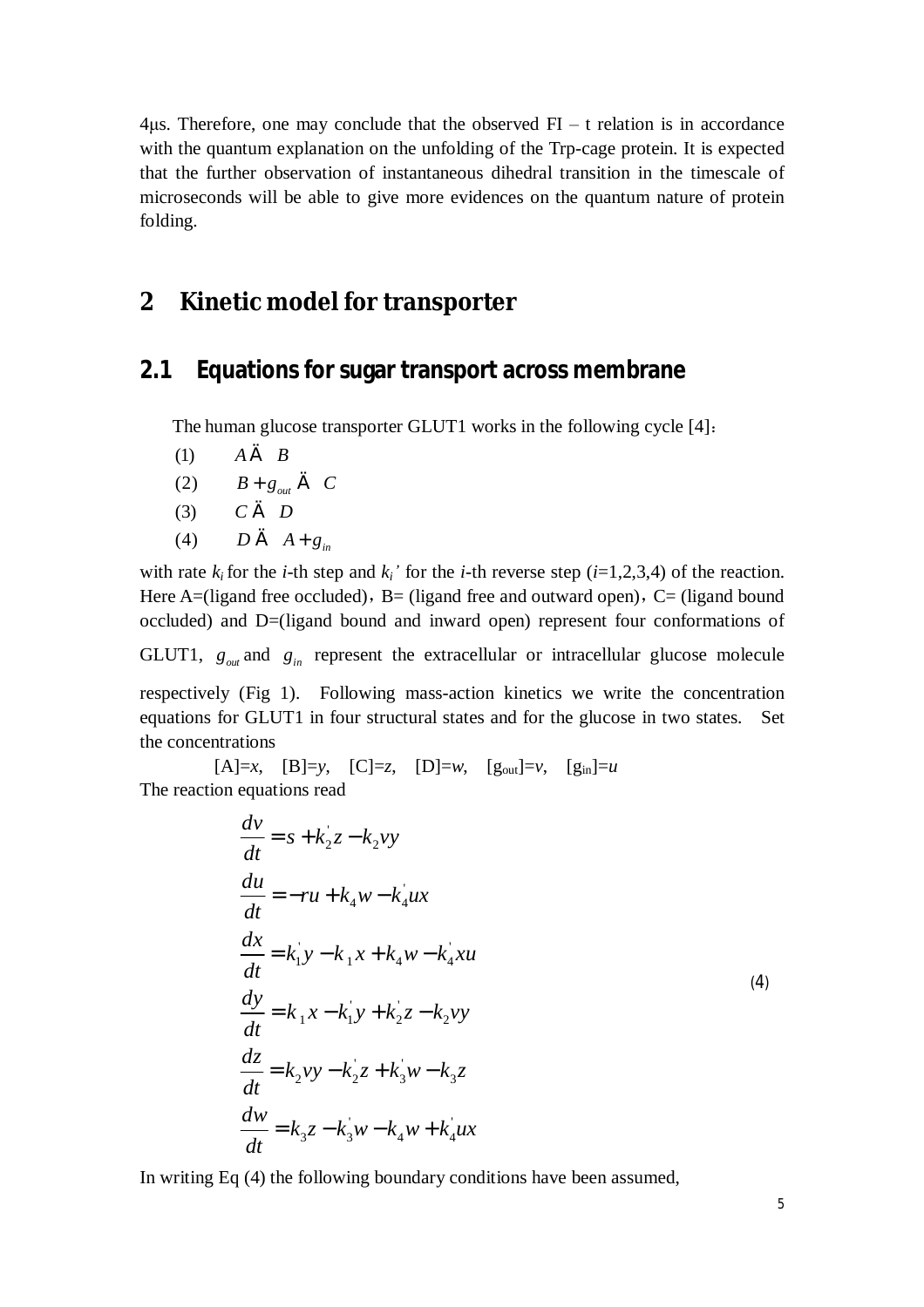4μs. Therefore, one may conclude that the observed FI – t relation is in accordance with the quantum explanation on the unfolding of the Trp-cage protein. It is expected that the further observation of instantaneous dihedral transition in the timescale of microseconds will be able to give more evidences on the quantum nature of protein folding.

# 2 Kinetic model for transporter

## 2.1 Equations for sugar transport across membrane

The human glucose transporter GLUT1 works in the following cycle [4]：

(1) $A \rightleftharpoons B$

(2) $B + g_{out} \rightleftharpoons C$

(3) $C \rightleftharpoons D$

(4) $D \rightleftharpoons A + g_{in}$

with rate $k_i$ for the $i$-th step and $k_i'$ for the $i$-th reverse step ($i$=1,2,3,4) of the reaction. Here A=(ligand free occluded)，B= (ligand free and outward open)，C= (ligand bound occluded) and D=(ligand bound and inward open) represent four conformations of GLUT1, $g_{out}$ and $g_{in}$ represent the extracellular or intracellular glucose molecule respectively (Fig 1). Following mass-action kinetics we write the concentration equations for GLUT1 in four structural states and for the glucose in two states. Set the concentrations

[A]=$x$, [B]=$y$, [C]=$z$, [D]=$w$, [$g_{out}$]=$v$, [$g_{in}$]=$u$

The reaction equations read

$$
\begin{aligned}
\frac{dv}{dt} &= s + k_2' z - k_2 v y \\
\frac{du}{dt} &= -ru + k_4 w - k_4' u x \\
\frac{dx}{dt} &= k_1' y - k_1 x + k_4 w - k_4' x u \\
\frac{dy}{dt} &= k_1 x - k_1' y + k_2' z - k_2 v y \\
\frac{dz}{dt} &= k_2 v y - k_2' z + k_3' w - k_3 z \\
\frac{dw}{dt} &= k_3 z - k_3' w - k_4 w + k_4' u x
\end{aligned}
\tag{4}
$$

In writing Eq (4) the following boundary conditions have been assumed,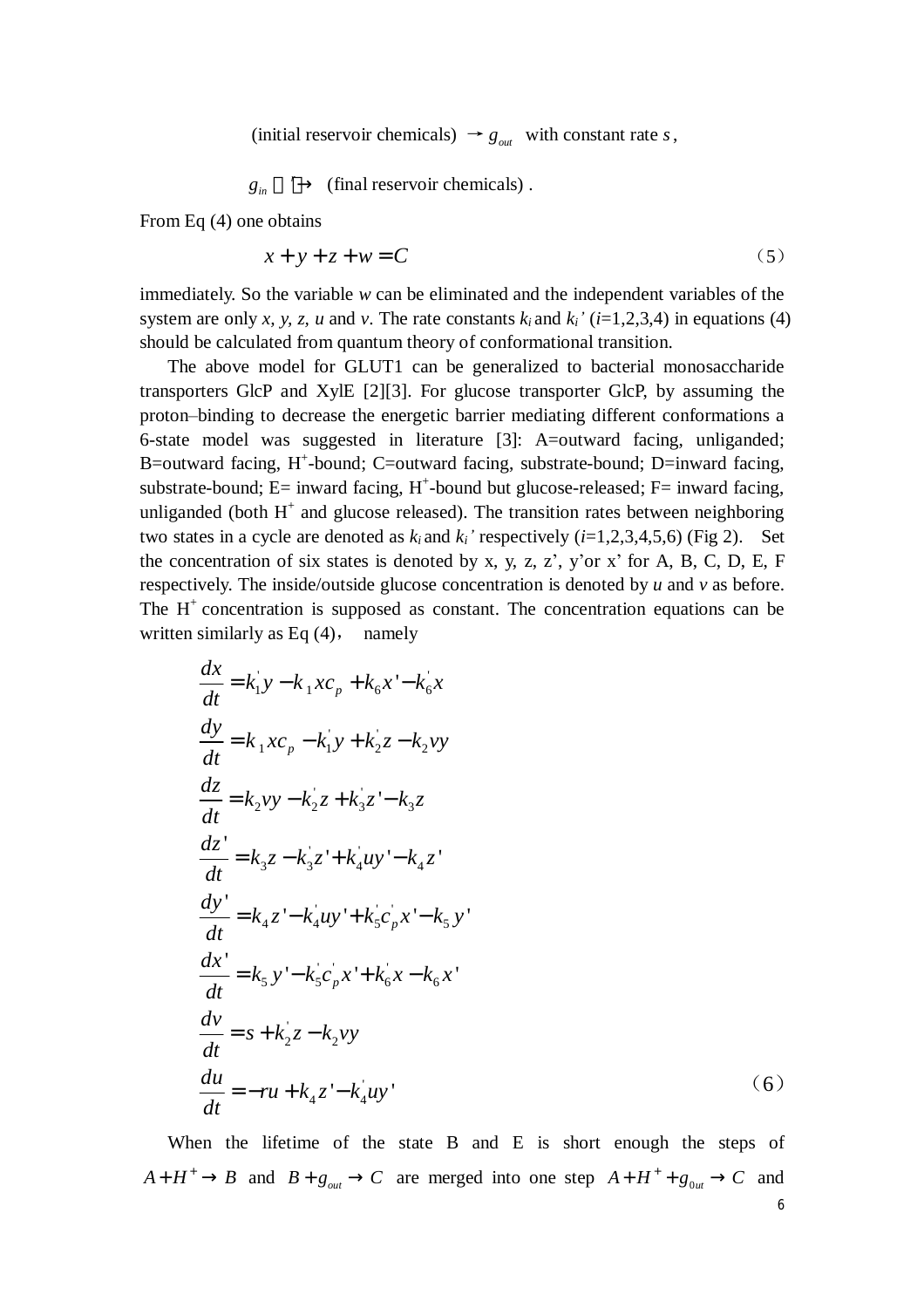$$\text{(initial reservoir chemicals)} \rightarrow g_{out} \quad \text{with constant rate } s,$$

$$g_{in} \xrightarrow{r} \text{(final reservoir chemicals)}.$$

From Eq (4) one obtains

$$x + y + z + w = C \tag{5}$$

immediately. So the variable *w* can be eliminated and the independent variables of the system are only *x, y, z, u* and *v*. The rate constants $k_i$ and $k_i'$ ($i$=1,2,3,4) in equations (4) should be calculated from quantum theory of conformational transition.

The above model for GLUT1 can be generalized to bacterial monosaccharide transporters GlcP and XylE [2][3]. For glucose transporter GlcP, by assuming the proton–binding to decrease the energetic barrier mediating different conformations a 6-state model was suggested in literature [3]: A=outward facing, unliganded; B=outward facing, $H^+$-bound; C=outward facing, substrate-bound; D=inward facing, substrate-bound; E= inward facing, $H^+$-bound but glucose-released; F= inward facing, unliganded (both $H^+$ and glucose released). The transition rates between neighboring two states in a cycle are denoted as $k_i$ and $k_i'$ respectively ($i$=1,2,3,4,5,6) (Fig 2). Set the concentration of six states is denoted by x, y, z, z', y' or x' for A, B, C, D, E, F respectively. The inside/outside glucose concentration is denoted by *u* and *v* as before. The $H^+$ concentration is supposed as constant. The concentration equations can be written similarly as Eq (4), namely

$$
\begin{aligned}
\frac{dx}{dt} &= k_1' y - k_1 x c_p + k_6 x' - k_6' x \\
\frac{dy}{dt} &= k_1 x c_p - k_1' y + k_2' z - k_2 v y \\
\frac{dz}{dt} &= k_2 v y - k_2' z + k_3' z' - k_3 z \\
\frac{dz'}{dt} &= k_3 z - k_3' z' + k_4' u y' - k_4 z' \\
\frac{dy'}{dt} &= k_4 z' - k_4' u y' + k_5' c_p' x' - k_5 y' \\
\frac{dx'}{dt} &= k_5 y' - k_5' c_p' x' + k_6' x - k_6 x' \\
\frac{dv}{dt} &= s + k_2' z - k_2 v y \\
\frac{du}{dt} &= -r u + k_4 z' - k_4' u y'
\end{aligned}
\tag{6}
$$

When the lifetime of the state B and E is short enough the steps of $A + H^+ \rightarrow B$ and $B + g_{out} \rightarrow C$ are merged into one step $A + H^+ + g_{0ut} \rightarrow C$ and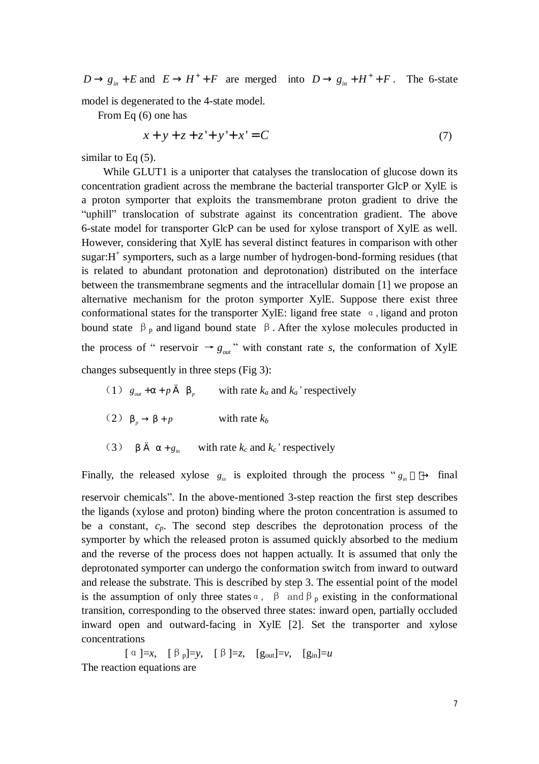$D \rightarrow g_{in} + E$ and $E \rightarrow H^+ + F$ are merged into $D \rightarrow g_{in} + H^+ + F$. The 6-state model is degenerated to the 4-state model.

From Eq (6) one has

$$x + y + z + z' + y' + x' = C \tag{7}$$

similar to Eq (5).

While GLUT1 is a uniporter that catalyses the translocation of glucose down its concentration gradient across the membrane the bacterial transporter GlcP or XylE is a proton symporter that exploits the transmembrane proton gradient to drive the "uphill" translocation of substrate against its concentration gradient. The above 6-state model for transporter GlcP can be used for xylose transport of XylE as well. However, considering that XylE has several distinct features in comparison with other sugar:$H^+$ symporters, such as a large number of hydrogen-bond-forming residues (that is related to abundant protonation and deprotonation) distributed on the interface between the transmembrane segments and the intracellular domain [1] we propose an alternative mechanism for the proton symporter XylE. Suppose there exist three conformational states for the transporter XylE: ligand free state $\alpha$, ligand and proton bound state $\beta_p$ and ligand bound state $\beta$. After the xylose molecules producted in the process of " reservoir $\rightarrow g_{out}$ " with constant rate *s*, the conformation of XylE changes subsequently in three steps (Fig 3):

（1）$g_{out} + \alpha + p \rightleftarrows \beta_p$ with rate $k_a$ and $k_a'$ respectively

（2）$\beta_p \rightarrow \beta + p$ with rate $k_b$

（3）$\beta \rightleftarrows \alpha + g_{in}$ with rate $k_c$ and $k_c'$ respectively

Finally, the released xylose $g_{in}$ is exploited through the process " $g_{in} \rightarrow$ final reservoir chemicals". In the above-mentioned 3-step reaction the first step describes the ligands (xylose and proton) binding where the proton concentration is assumed to be a constant, $c_p$. The second step describes the deprotonation process of the symporter by which the released proton is assumed quickly absorbed to the medium and the reverse of the process does not happen actually. It is assumed that only the deprotonated symporter can undergo the conformation switch from inward to outward and release the substrate. This is described by step 3. The essential point of the model is the assumption of only three states $\alpha$, $\beta$ and $\beta_p$ existing in the conformational transition, corresponding to the observed three states: inward open, partially occluded inward open and outward-facing in XylE [2]. Set the transporter and xylose concentrations

$[\alpha]=x$, $[\beta_p]=y$, $[\beta]=z$, $[g_{out}]=v$, $[g_{in}]=u$

The reaction equations are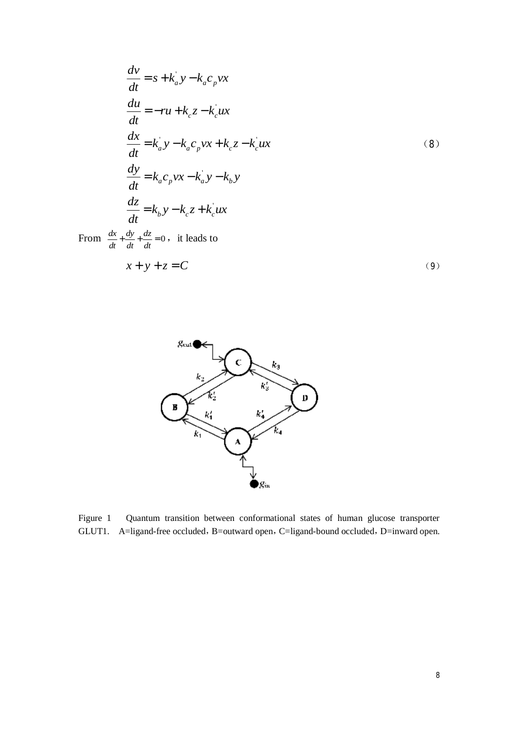$$
\begin{aligned}
\frac{dv}{dt} &= s + k_a^{'} y - k_a c_p v x \\
\frac{du}{dt} &= -ru + k_c z - k_c^{'} u x \\
\frac{dx}{dt} &= k_a^{'} y - k_a c_p v x + k_c z - k_c^{'} u x \\
\frac{dy}{dt} &= k_a c_p v x - k_a^{'} y - k_b y \\
\frac{dz}{dt} &= k_b y - k_c z + k_c^{'} u x
\end{aligned}
\tag{8}
$$

From $\frac{dx}{dt} + \frac{dy}{dt} + \frac{dz}{dt} = 0$, it leads to

$$
x + y + z = C \tag{9}
$$

Figure 1 Quantum transition between conformational states of human glucose transporter GLUT1. A=ligand-free occluded, B=outward open, C=ligand-bound occluded, D=inward open.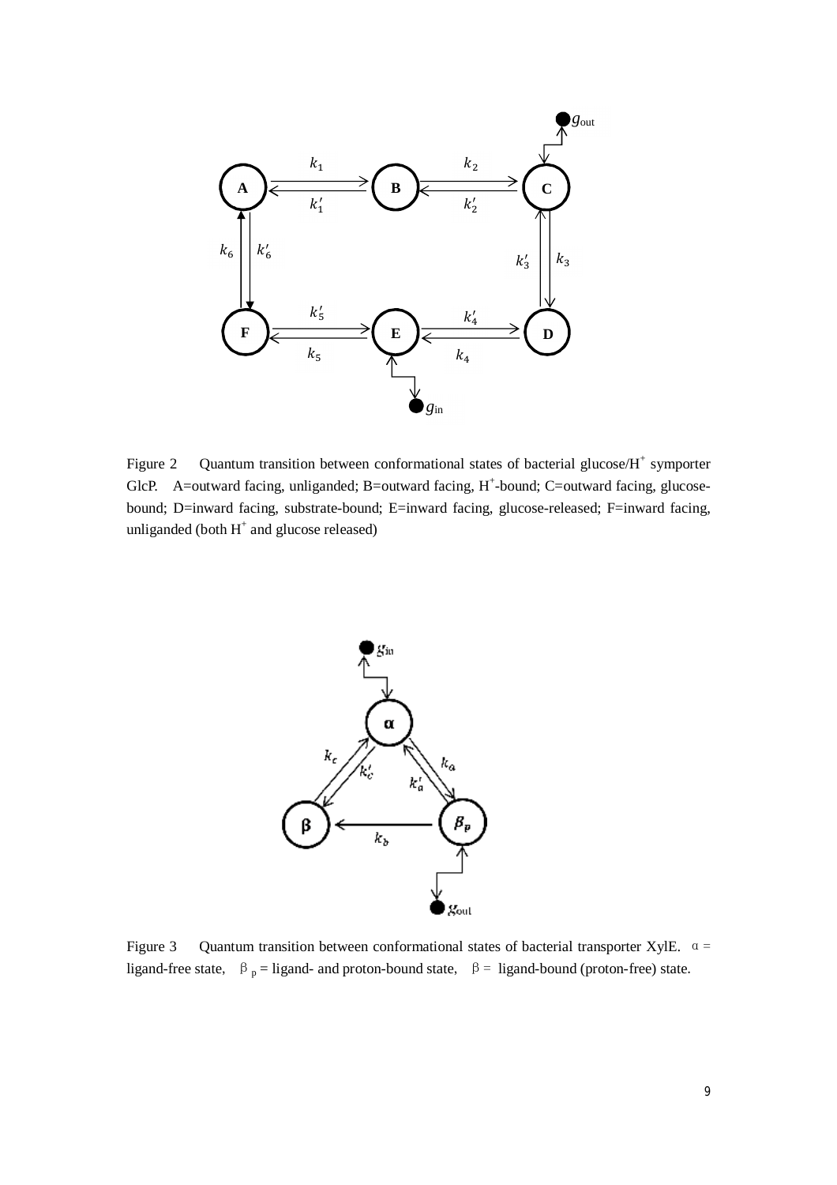Figure 2  Quantum transition between conformational states of bacterial glucose/$H^+$ symporter GlcP. A=outward facing, unliganded; B=outward facing, $H^+$-bound; C=outward facing, glucose-bound; D=inward facing, substrate-bound; E=inward facing, glucose-released; F=inward facing, unliganded (both $H^+$ and glucose released)

Figure 3  Quantum transition between conformational states of bacterial transporter XylE. α = ligand-free state, $\beta_p$ = ligand- and proton-bound state, β = ligand-bound (proton-free) state.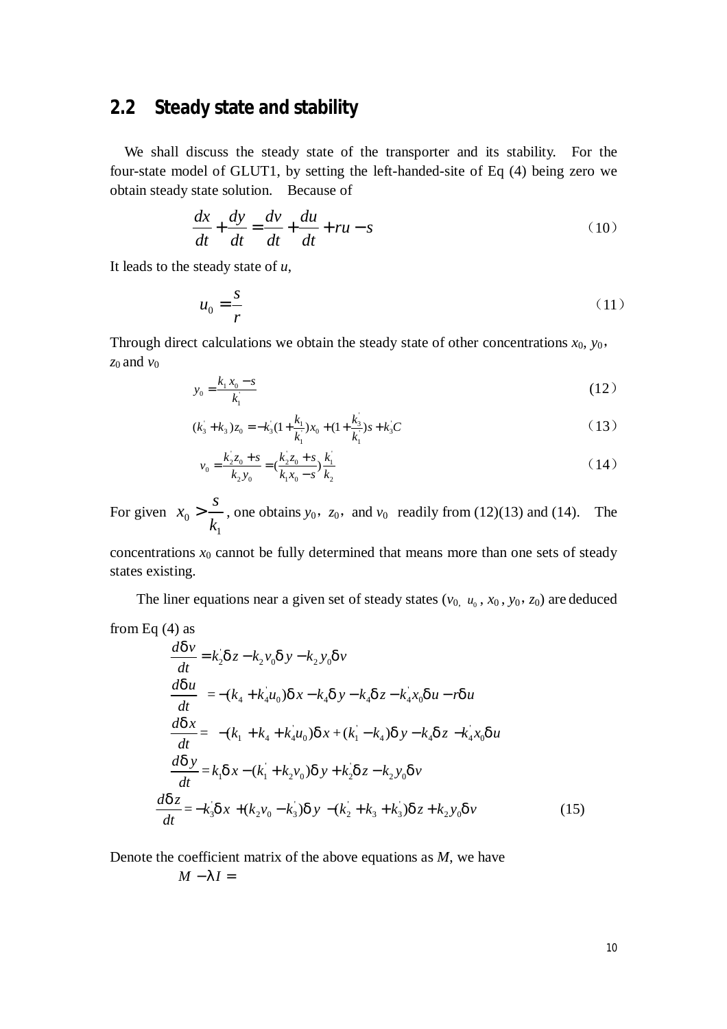## 2.2 Steady state and stability

We shall discuss the steady state of the transporter and its stability. For the four-state model of GLUT1, by setting the left-handed-site of Eq (4) being zero we obtain steady state solution. Because of

$$\frac{dx}{dt}+\frac{dy}{dt}=\frac{dv}{dt}+\frac{du}{dt}+ru-s \tag{10}$$

It leads to the steady state of $u$,

$$u_0=\frac{s}{r} \tag{11}$$

Through direct calculations we obtain the steady state of other concentrations $x_0$, $y_0$, $z_0$ and $v_0$

$$y_0=\frac{k_1x_0-s}{k_1^{'}} \tag{12}$$

$$(k_3^{'}+k_3)z_0=-k_3^{'}(1+\frac{k_1}{k_1^{'}})x_0+(1+\frac{k_3^{'}}{k_1^{'}})s+k_3^{'}C \tag{13}$$

$$v_0=\frac{k_2^{'}z_0+s}{k_2y_0}=(\frac{k_2^{'}z_0+s}{k_1x_0-s})\frac{k_1^{'}}{k_2} \tag{14}$$

For given $x_0>\frac{s}{k_1}$, one obtains $y_0$, $z_0$, and $v_0$ readily from (12)(13) and (14). The concentrations $x_0$ cannot be fully determined that means more than one sets of steady states existing.

The liner equations near a given set of steady states ($v_0$, $u_0$, $x_0$, $y_0$, $z_0$) are deduced from Eq (4) as

$$\begin{aligned}
\frac{d\delta v}{dt}&=k_2^{'}\delta z-k_2v_0\delta y-k_2y_0\delta v\\
\frac{d\delta u}{dt}&=-(k_4+k_4^{'}u_0)\delta x-k_4\delta y-k_4\delta z-k_4^{'}x_0\delta u-r\delta u\\
\frac{d\delta x}{dt}&=-(k_1+k_4+k_4^{'}u_0)\delta x+(k_1^{'}-k_4)\delta y-k_4\delta z-k_4^{'}x_0\delta u\\
\frac{d\delta y}{dt}&=k_1\delta x-(k_1^{'}+k_2v_0)\delta y+k_2^{'}\delta z-k_2y_0\delta v\\
\frac{d\delta z}{dt}&=-k_3^{'}\delta x+(k_2v_0-k_3^{'})\delta y-(k_2^{'}+k_3+k_3^{'})\delta z+k_2y_0\delta v
\end{aligned} \tag{15}$$

Denote the coefficient matrix of the above equations as $M$, we have

$$M-\lambda I=$$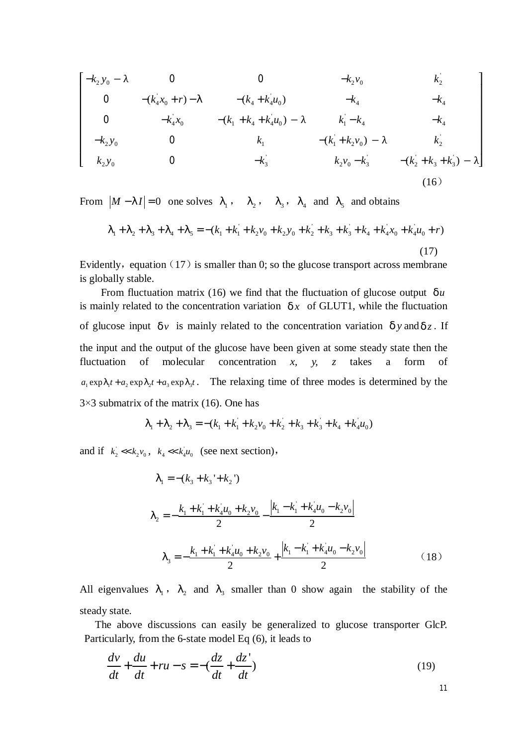$$
\begin{bmatrix}
-k_2 y_0 - \lambda & 0 & 0 & -k_2 v_0 & k_2^{'} \\
0 & -(k_4^{'} x_0 + r) - \lambda & -(k_4 + k_4^{'} u_0) & -k_4 & -k_4 \\
0 & -k_4^{'} x_0 & -(k_1 + k_4 + k_4^{'} u_0) - \lambda & k_1^{'} - k_4 & -k_4 \\
-k_2 y_0 & 0 & k_1 & -(k_1^{'} + k_2 v_0) - \lambda & k_2^{'} \\
k_2 y_0 & 0 & -k_3^{'} & k_2 v_0 - k_3^{'} & -(k_2^{'} + k_3 + k_3^{'}) - \lambda
\end{bmatrix}
\tag{16}
$$

From $|M - \lambda I| = 0$ one solves $\lambda_1$, $\lambda_2$, $\lambda_3$, $\lambda_4$ and $\lambda_5$ and obtains

$$
\lambda_1 + \lambda_2 + \lambda_3 + \lambda_4 + \lambda_5 = -(k_1 + k_1^{'} + k_2 v_0 + k_2 y_0 + k_2^{'} + k_3 + k_3^{'} + k_4 + k_4^{'} x_0 + k_4^{'} u_0 + r) \tag{17}
$$

Evidently, equation (17) is smaller than 0; so the glucose transport across membrane is globally stable.

From fluctuation matrix (16) we find that the fluctuation of glucose output $\delta u$ is mainly related to the concentration variation $\delta x$ of GLUT1, while the fluctuation of glucose input $\delta v$ is mainly related to the concentration variation $\delta y$ and $\delta z$. If the input and the output of the glucose have been given at some steady state then the fluctuation of molecular concentration *x, y, z* takes a form of $a_1 \exp \lambda_1 t + a_2 \exp \lambda_2 t + a_3 \exp \lambda_3 t$. The relaxing time of three modes is determined by the 3×3 submatrix of the matrix (16). One has

$$
\lambda_1 + \lambda_2 + \lambda_3 = -(k_1 + k_1^{'} + k_2 v_0 + k_2^{'} + k_3 + k_3^{'} + k_4 + k_4^{'} u_0)
$$

and if $k_2^{'} << k_2 v_0$, $k_4 << k_4^{'} u_0$ (see next section),

$$
\lambda_1 = -(k_3 + k_3' + k_2')
$$

$$
\lambda_2 = -\frac{k_1 + k_1^{'} + k_4^{'} u_0 + k_2 v_0}{2} - \frac{\left| k_1 - k_1^{'} + k_4^{'} u_0 - k_2 v_0 \right|}{2}
$$

$$
\lambda_3 = -\frac{k_1 + k_1^{'} + k_4^{'} u_0 + k_2 v_0}{2} + \frac{\left| k_1 - k_1^{'} + k_4^{'} u_0 - k_2 v_0 \right|}{2} \tag{18}
$$

All eigenvalues $\lambda_1$, $\lambda_2$ and $\lambda_3$ smaller than 0 show again the stability of the steady state.

The above discussions can easily be generalized to glucose transporter GlcP. Particularly, from the 6-state model Eq (6), it leads to

$$
\frac{dv}{dt} + \frac{du}{dt} + ru - s = -(\frac{dz}{dt} + \frac{dz'}{dt}) \tag{19}
$$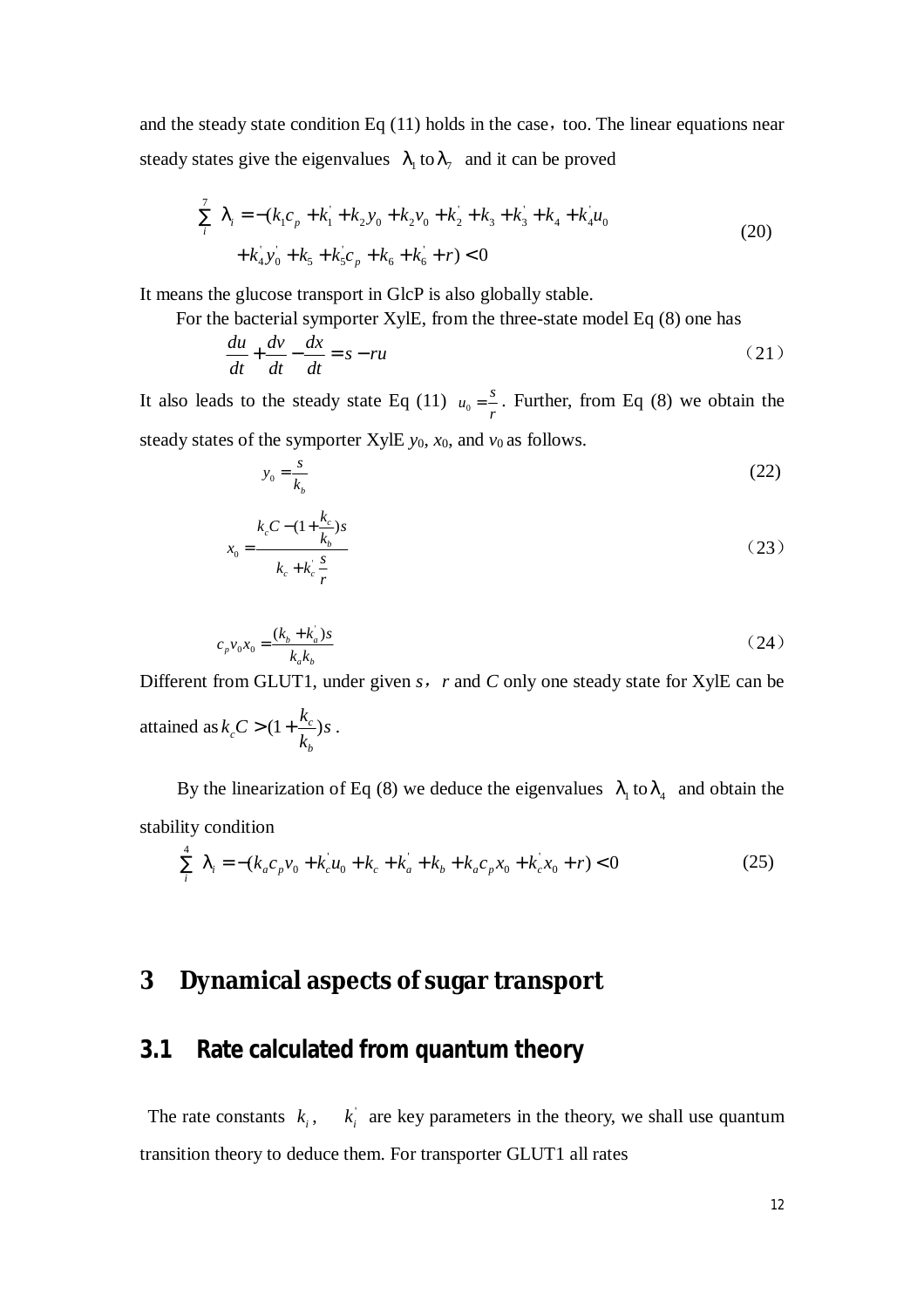and the steady state condition Eq (11) holds in the case，too. The linear equations near steady states give the eigenvalues $\lambda_1$ to $\lambda_7$ and it can be proved

$$\sum_i^7 \lambda_i = -(k_1 c_p + k_1^{'} + k_2 y_0 + k_2 v_0 + k_2^{'} + k_3 + k_3^{'} + k_4 + k_4^{'} u_0 + k_4^{'} y_0^{'} + k_5 + k_5^{'} c_p + k_6 + k_6^{'} + r) < 0 \tag{20}$$

It means the glucose transport in GlcP is also globally stable.

For the bacterial symporter XylE, from the three-state model Eq (8) one has

$$\frac{du}{dt} + \frac{dv}{dt} - \frac{dx}{dt} = s - ru \tag{21}$$

It also leads to the steady state Eq (11) $u_0 = \frac{s}{r}$. Further, from Eq (8) we obtain the steady states of the symporter XylE $y_0$, $x_0$, and $v_0$ as follows.

$$y_0 = \frac{s}{k_b} \tag{22}$$

$$x_0 = \frac{k_c C - (1 + \frac{k_c}{k_b}) s}{k_c + k_c^{'} \frac{s}{r}} \tag{23}$$

$$c_p v_0 x_0 = \frac{(k_b + k_a^{'}) s}{k_a k_b} \tag{24}$$

Different from GLUT1, under given $s$，$r$ and $C$ only one steady state for XylE can be attained as $k_c C > (1 + \frac{k_c}{k_b}) s$ .

By the linearization of Eq (8) we deduce the eigenvalues $\lambda_1$ to $\lambda_4$ and obtain the stability condition

$$\sum_i^4 \lambda_i = -(k_a c_p v_0 + k_c^{'} u_0 + k_c + k_a^{'} + k_b + k_a c_p x_0 + k_c^{'} x_0 + r) < 0 \tag{25}$$

## 3 Dynamical aspects of sugar transport

### 3.1 Rate calculated from quantum theory

The rate constants $k_i$, $k_i^{'}$ are key parameters in the theory, we shall use quantum transition theory to deduce them. For transporter GLUT1 all rates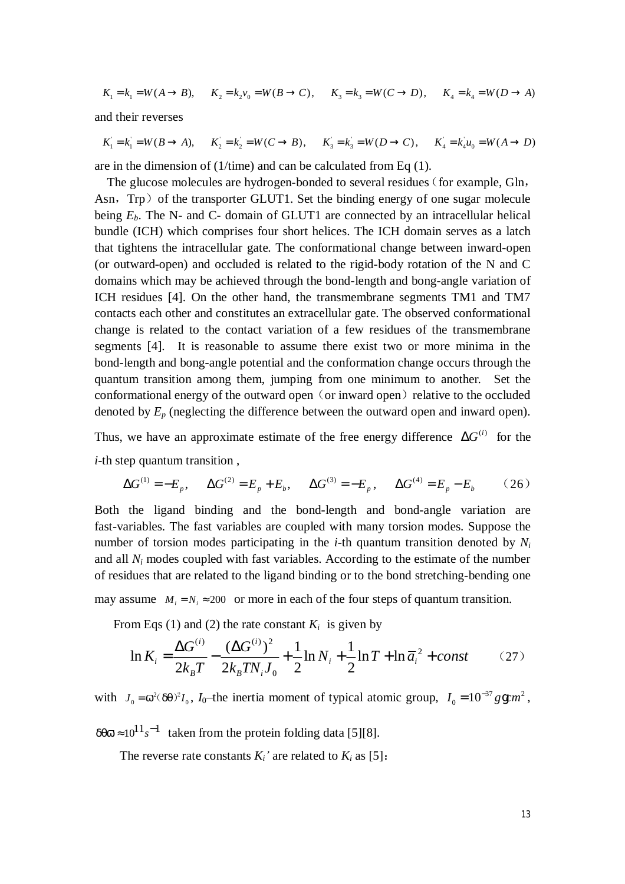$$K_1 = k_1 = W(A \to B), \quad K_2 = k_2 v_0 = W(B \to C), \quad K_3 = k_3 = W(C \to D), \quad K_4 = k_4 = W(D \to A)$$

and their reverses

$$K_1^{'} = k_1^{'} = W(B \to A), \quad K_2^{'} = k_2^{'} = W(C \to B), \quad K_3^{'} = k_3^{'} = W(D \to C), \quad K_4^{'} = k_4^{'} u_0 = W(A \to D)$$

are in the dimension of (1/time) and can be calculated from Eq (1).

The glucose molecules are hydrogen-bonded to several residues（for example, Gln，Asn，Trp）of the transporter GLUT1. Set the binding energy of one sugar molecule being $E_b$. The N- and C- domain of GLUT1 are connected by an intracellular helical bundle (ICH) which comprises four short helices. The ICH domain serves as a latch that tightens the intracellular gate. The conformational change between inward-open (or outward-open) and occluded is related to the rigid-body rotation of the N and C domains which may be achieved through the bond-length and bong-angle variation of ICH residues [4]. On the other hand, the transmembrane segments TM1 and TM7 contacts each other and constitutes an extracellular gate. The observed conformational change is related to the contact variation of a few residues of the transmembrane segments [4]. It is reasonable to assume there exist two or more minima in the bond-length and bong-angle potential and the conformation change occurs through the quantum transition among them, jumping from one minimum to another. Set the conformational energy of the outward open（or inward open）relative to the occluded denoted by $E_p$ (neglecting the difference between the outward open and inward open). Thus, we have an approximate estimate of the free energy difference $\Delta G^{(i)}$ for the $i$-th step quantum transition ,

$$\Delta G^{(1)} = -E_p, \quad \Delta G^{(2)} = E_p + E_b, \quad \Delta G^{(3)} = -E_p, \quad \Delta G^{(4)} = E_p - E_b \qquad (26)$$

Both the ligand binding and the bond-length and bond-angle variation are fast-variables. The fast variables are coupled with many torsion modes. Suppose the number of torsion modes participating in the $i$-th quantum transition denoted by $N_i$ and all $N_i$ modes coupled with fast variables. According to the estimate of the number of residues that are related to the ligand binding or to the bond stretching-bending one may assume $M_i = N_i \approx 200$ or more in each of the four steps of quantum transition.

From Eqs (1) and (2) the rate constant $K_i$ is given by

$$\ln K_i = \frac{\Delta G^{(i)}}{2k_B T} - \frac{(\Delta G^{(i)})^2}{2k_B T N_i J_0} + \frac{1}{2}\ln N_i + \frac{1}{2}\ln T + \ln \overline{a}_i^{\,2} + const \qquad (27)$$

with $J_0 = \varpi^2 (\delta\theta)^2 I_0$, $I_0$–the inertia moment of typical atomic group, $I_0 = 10^{-37} g \cdot cm^2$, $\delta\theta\varpi \approx 10^{11} s^{-1}$ taken from the protein folding data [5][8].

The reverse rate constants $K_i$' are related to $K_i$ as [5]：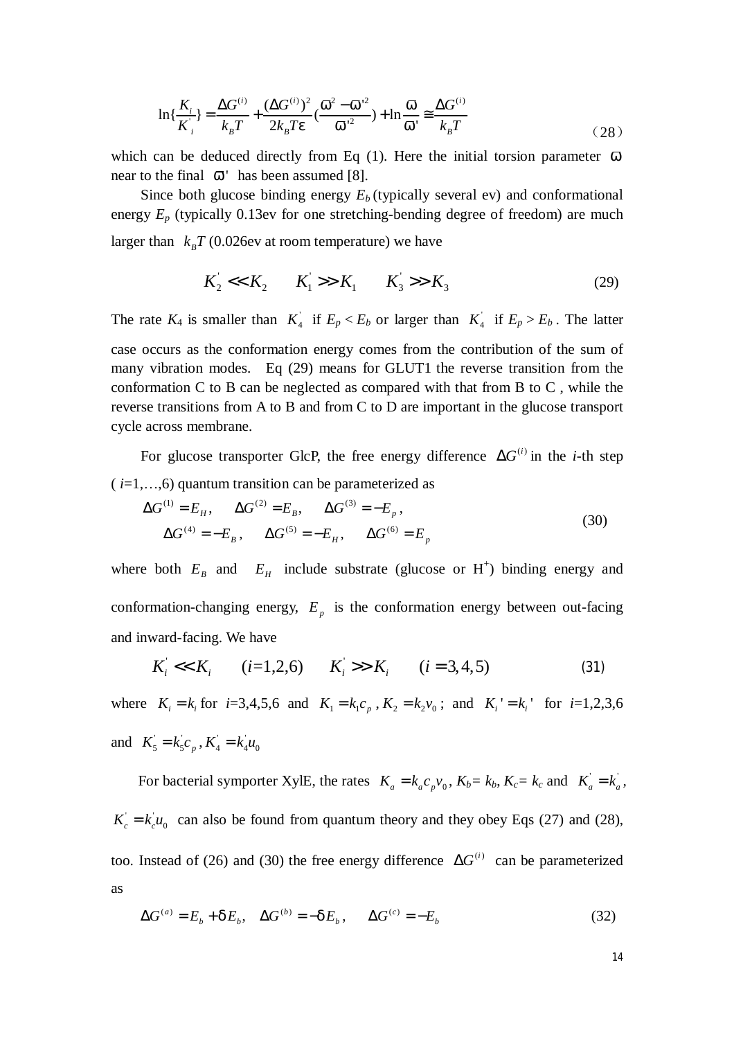$$\ln\{\frac{K_i}{K_i^{'}}\} = \frac{\Delta G^{(i)}}{k_B T} + \frac{(\Delta G^{(i)})^2}{2k_B T\varepsilon}(\frac{\omega^2 - \omega'^2}{\omega'^2}) + \ln\frac{\omega}{\omega'} \cong \frac{\Delta G^{(i)}}{k_B T} \tag{28}$$

which can be deduced directly from Eq (1). Here the initial torsion parameter $\omega$ near to the final $\omega'$ has been assumed [8].

Since both glucose binding energy $E_b$ (typically several ev) and conformational energy $E_p$ (typically 0.13ev for one stretching-bending degree of freedom) are much larger than $k_B T$ (0.026ev at room temperature) we have

$$K_2^{'} \ll K_2 \qquad K_1^{'} \gg K_1 \qquad K_3^{'} \gg K_3 \tag{29}$$

The rate $K_4$ is smaller than $K_4^{'}$ if $E_p < E_b$ or larger than $K_4^{'}$ if $E_p > E_b$. The latter case occurs as the conformation energy comes from the contribution of the sum of many vibration modes. Eq (29) means for GLUT1 the reverse transition from the conformation C to B can be neglected as compared with that from B to C , while the reverse transitions from A to B and from C to D are important in the glucose transport cycle across membrane.

For glucose transporter GlcP, the free energy difference $\Delta G^{(i)}$ in the *i*-th step ( $i$=1,…,6) quantum transition can be parameterized as

$$\begin{aligned} &\Delta G^{(1)} = E_H, \quad \Delta G^{(2)} = E_B, \quad \Delta G^{(3)} = -E_p, \\ &\quad \Delta G^{(4)} = -E_B, \quad \Delta G^{(5)} = -E_H, \quad \Delta G^{(6)} = E_p \end{aligned} \tag{30}$$

where both $E_B$ and $E_H$ include substrate (glucose or $H^+$) binding energy and conformation-changing energy, $E_p$ is the conformation energy between out-facing and inward-facing. We have

$$K_i^{'} \ll K_i \qquad (i=1,2,6) \qquad K_i^{'} \gg K_i \qquad (i=3,4,5) \tag{31}$$

where $K_i = k_i$ for $i$=3,4,5,6 and $K_1 = k_1 c_p$ , $K_2 = k_2 v_0$ ; and $K_i{'} = k_i{'}$ for $i$=1,2,3,6 and $K_5^{'} = k_5^{'} c_p$ , $K_4^{'} = k_4^{'} u_0$

For bacterial symporter XylE, the rates $K_a = k_a c_p v_0$, $K_b = k_b$, $K_c = k_c$ and $K_a^{'} = k_a^{'}$, $K_c^{'} = k_c^{'} u_0$ can also be found from quantum theory and they obey Eqs (27) and (28), too. Instead of (26) and (30) the free energy difference $\Delta G^{(i)}$ can be parameterized as

$$\Delta G^{(a)} = E_b + \delta E_b, \quad \Delta G^{(b)} = -\delta E_b, \quad \Delta G^{(c)} = -E_b \tag{32}$$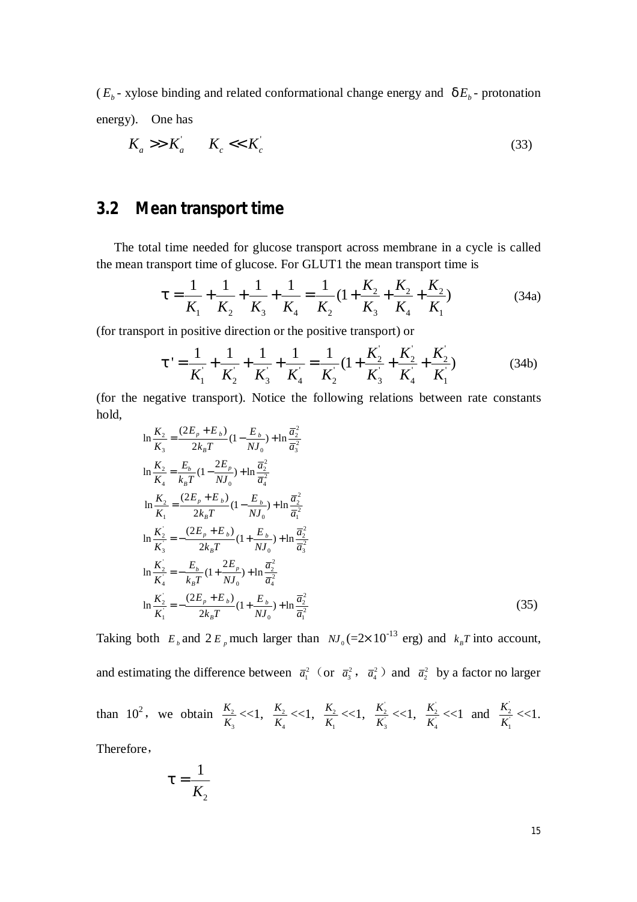($E_b$ - xylose binding and related conformational change energy and $\delta E_b$ - protonation energy). One has

$$K_a >> K_a^{'} \qquad K_c << K_c^{'} \tag{33}$$

## 3.2 Mean transport time

The total time needed for glucose transport across membrane in a cycle is called the mean transport time of glucose. For GLUT1 the mean transport time is

$$\tau = \frac{1}{K_1} + \frac{1}{K_2} + \frac{1}{K_3} + \frac{1}{K_4} = \frac{1}{K_2}(1 + \frac{K_2}{K_3} + \frac{K_2}{K_4} + \frac{K_2}{K_1}) \tag{34a}$$

(for transport in positive direction or the positive transport) or

$$\tau' = \frac{1}{K_1^{'}} + \frac{1}{K_2^{'}} + \frac{1}{K_3^{'}} + \frac{1}{K_4^{'}} = \frac{1}{K_2^{'}}(1 + \frac{K_2^{'}}{K_3^{'}} + \frac{K_2^{'}}{K_4^{'}} + \frac{K_2^{'}}{K_1^{'}}) \tag{34b}$$

(for the negative transport). Notice the following relations between rate constants hold,

$$
\begin{aligned}
\ln\frac{K_2}{K_3} &= \frac{(2E_p + E_b)}{2k_B T}(1 - \frac{E_b}{NJ_0}) + \ln\frac{\bar{a}_2^2}{\bar{a}_3^2} \\
\ln\frac{K_2}{K_4} &= \frac{E_b}{k_B T}(1 - \frac{2E_p}{NJ_0}) + \ln\frac{\bar{a}_2^2}{\bar{a}_4^2} \\
\ln\frac{K_2}{K_1} &= \frac{(2E_p + E_b)}{2k_B T}(1 - \frac{E_b}{NJ_0}) + \ln\frac{\bar{a}_2^2}{\bar{a}_1^2} \\
\ln\frac{K_2^{'}}{K_3^{'}} &= -\frac{(2E_p + E_b)}{2k_B T}(1 + \frac{E_b}{NJ_0}) + \ln\frac{\bar{a}_2^2}{\bar{a}_3^2} \\
\ln\frac{K_2^{'}}{K_4^{'}} &= -\frac{E_b}{k_B T}(1 + \frac{2E_p}{NJ_0}) + \ln\frac{\bar{a}_2^2}{\bar{a}_4^2} \\
\ln\frac{K_2^{'}}{K_1^{'}} &= -\frac{(2E_p + E_b)}{2k_B T}(1 + \frac{E_b}{NJ_0}) + \ln\frac{\bar{a}_2^2}{\bar{a}_1^2}
\end{aligned}
\tag{35}
$$

Taking both $E_b$ and $2E_p$ much larger than $NJ_0$ (=$2\times10^{-13}$ erg) and $k_B T$ into account, and estimating the difference between $\bar{a}_1^2$（or $\bar{a}_3^2$，$\bar{a}_4^2$）and $\bar{a}_2^2$ by a factor no larger than $10^2$，we obtain $\frac{K_2}{K_3} << 1$, $\frac{K_2}{K_4} << 1$, $\frac{K_2}{K_1} << 1$, $\frac{K_2^{'}}{K_3^{'}} << 1$, $\frac{K_2^{'}}{K_4^{'}} << 1$ and $\frac{K_2^{'}}{K_1^{'}} << 1$. Therefore，

$$\tau = \frac{1}{K_2}$$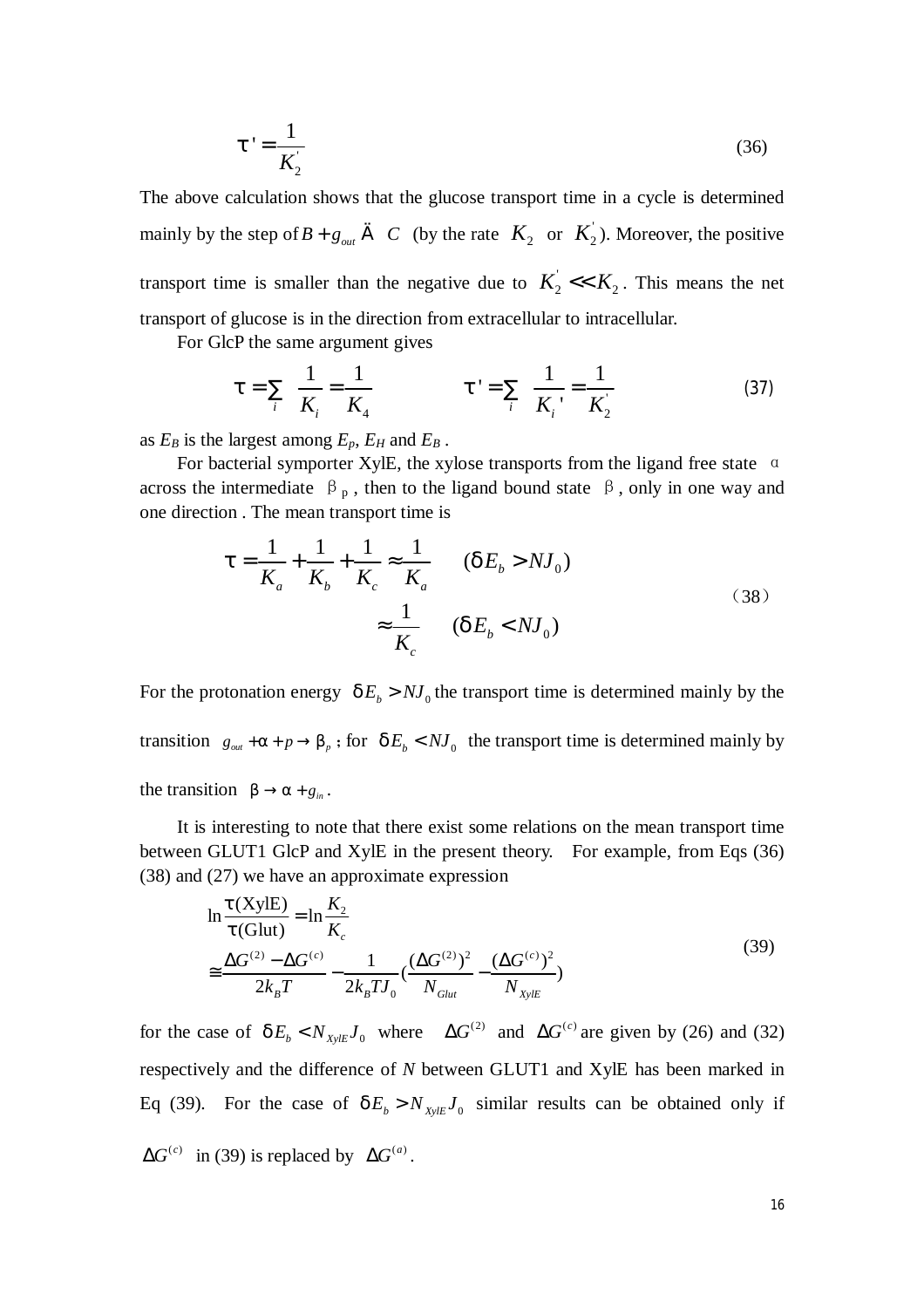$$\tau' = \frac{1}{K_2^{'}} \tag{36}$$

The above calculation shows that the glucose transport time in a cycle is determined mainly by the step of $B + g_{out} \rightarrow C$ (by the rate $K_2$ or $K_2^{'}$). Moreover, the positive transport time is smaller than the negative due to $K_2^{'} \ll K_2$. This means the net transport of glucose is in the direction from extracellular to intracellular.

For GlcP the same argument gives

$$\tau = \sum_i \frac{1}{K_i} = \frac{1}{K_4} \qquad\qquad \tau' = \sum_i \frac{1}{K_i{'}} = \frac{1}{K_2^{'}} \tag{37}$$

as $E_B$ is the largest among $E_P$, $E_H$ and $E_B$ .

For bacterial symporter XylE, the xylose transports from the ligand free state $\alpha$ across the intermediate $\beta_p$ , then to the ligand bound state $\beta$, only in one way and one direction . The mean transport time is

$$\begin{aligned} \tau &= \frac{1}{K_a} + \frac{1}{K_b} + \frac{1}{K_c} \approx \frac{1}{K_a} \qquad (\delta E_b > NJ_0) \\ &\qquad\qquad\qquad\;\; \approx \frac{1}{K_c} \qquad (\delta E_b < NJ_0) \end{aligned} \tag{38}$$

For the protonation energy $\delta E_b > NJ_0$ the transport time is determined mainly by the transition $g_{out} + \alpha + p \rightarrow \beta_p$ ; for $\delta E_b < NJ_0$ the transport time is determined mainly by the transition $\beta \rightarrow \alpha + g_{in}$ .

It is interesting to note that there exist some relations on the mean transport time between GLUT1 GlcP and XylE in the present theory. For example, from Eqs (36) (38) and (27) we have an approximate expression

$$\begin{aligned} &\ln \frac{\tau(\text{XylE})}{\tau(\text{Glut})} = \ln \frac{K_2}{K_c} \\ &\cong \frac{\Delta G^{(2)} - \Delta G^{(c)}}{2k_B T} - \frac{1}{2k_B T J_0}\left(\frac{(\Delta G^{(2)})^2}{N_{Glut}} - \frac{(\Delta G^{(c)})^2}{N_{XylE}}\right) \end{aligned} \tag{39}$$

for the case of $\delta E_b < N_{XylE} J_0$ where $\Delta G^{(2)}$ and $\Delta G^{(c)}$ are given by (26) and (32) respectively and the difference of *N* between GLUT1 and XylE has been marked in Eq (39). For the case of $\delta E_b > N_{XylE} J_0$ similar results can be obtained only if $\Delta G^{(c)}$ in (39) is replaced by $\Delta G^{(a)}$.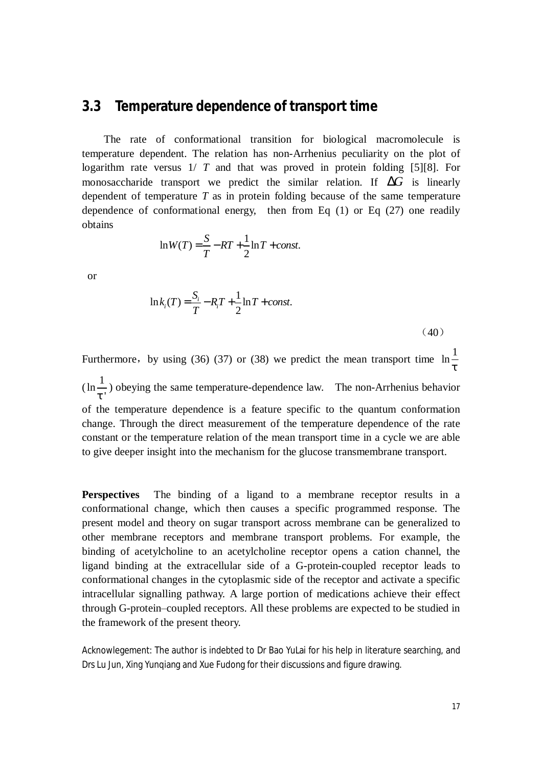### 3.3 Temperature dependence of transport time

The rate of conformational transition for biological macromolecule is temperature dependent. The relation has non-Arrhenius peculiarity on the plot of logarithm rate versus 1/ $T$ and that was proved in protein folding [5][8]. For monosaccharide transport we predict the similar relation. If $\Delta G$ is linearly dependent of temperature $T$ as in protein folding because of the same temperature dependence of conformational energy, then from Eq (1) or Eq (27) one readily obtains

$$\ln W(T) = \frac{S}{T} - RT + \frac{1}{2}\ln T + const.$$

or

$$\ln k_i(T) = \frac{S_i}{T} - R_i T + \frac{1}{2}\ln T + const. \tag{40}$$

Furthermore，by using (36) (37) or (38) we predict the mean transport time $\ln\frac{1}{\tau}$ ($\ln\frac{1}{\tau'}$) obeying the same temperature-dependence law. The non-Arrhenius behavior of the temperature dependence is a feature specific to the quantum conformation change. Through the direct measurement of the temperature dependence of the rate constant or the temperature relation of the mean transport time in a cycle we are able to give deeper insight into the mechanism for the glucose transmembrane transport.

**Perspectives** The binding of a ligand to a membrane receptor results in a conformational change, which then causes a specific programmed response. The present model and theory on sugar transport across membrane can be generalized to other membrane receptors and membrane transport problems. For example, the binding of acetylcholine to an acetylcholine receptor opens a cation channel, the ligand binding at the extracellular side of a G-protein-coupled receptor leads to conformational changes in the cytoplasmic side of the receptor and activate a specific intracellular signalling pathway. A large portion of medications achieve their effect through G-protein–coupled receptors. All these problems are expected to be studied in the framework of the present theory.

Acknowlegement: The author is indebted to Dr Bao YuLai for his help in literature searching, and Drs Lu Jun, Xing Yunqiang and Xue Fudong for their discussions and figure drawing.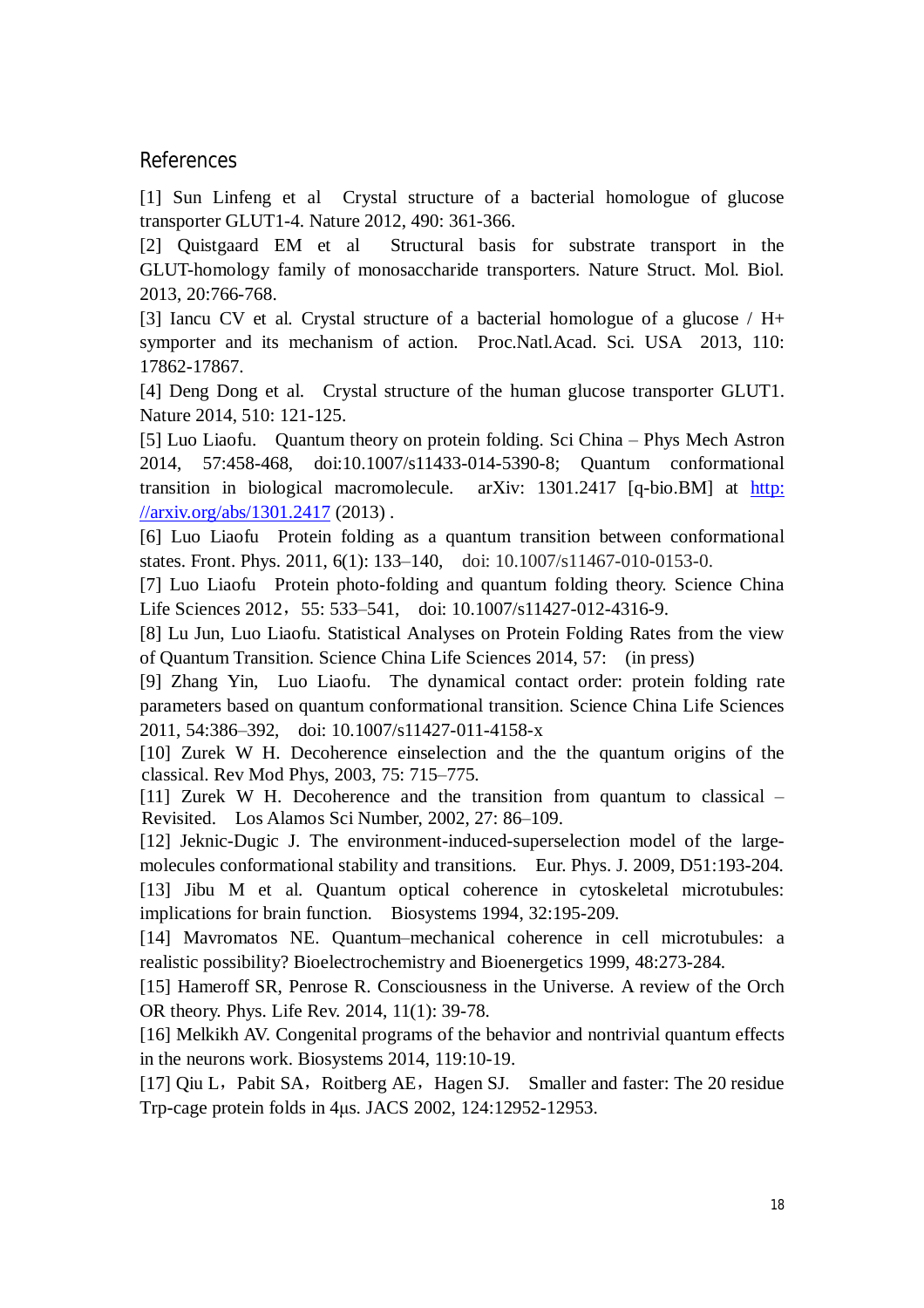## References

[1] Sun Linfeng et al Crystal structure of a bacterial homologue of glucose transporter GLUT1-4. Nature 2012, 490: 361-366.

[2] Quistgaard EM et al Structural basis for substrate transport in the GLUT-homology family of monosaccharide transporters. Nature Struct. Mol. Biol. 2013, 20:766-768.

[3] Iancu CV et al. Crystal structure of a bacterial homologue of a glucose / H+ symporter and its mechanism of action. Proc.Natl.Acad. Sci. USA 2013, 110: 17862-17867.

[4] Deng Dong et al. Crystal structure of the human glucose transporter GLUT1. Nature 2014, 510: 121-125.

[5] Luo Liaofu. Quantum theory on protein folding. Sci China – Phys Mech Astron 2014, 57:458-468, doi:10.1007/s11433-014-5390-8; Quantum conformational transition in biological macromolecule. arXiv: 1301.2417 [q-bio.BM] at http://arxiv.org/abs/1301.2417 (2013) .

[6] Luo Liaofu Protein folding as a quantum transition between conformational states. Front. Phys. 2011, 6(1): 133–140, doi: 10.1007/s11467-010-0153-0.

[7] Luo Liaofu Protein photo-folding and quantum folding theory. Science China Life Sciences 2012，55: 533–541, doi: 10.1007/s11427-012-4316-9.

[8] Lu Jun, Luo Liaofu. Statistical Analyses on Protein Folding Rates from the view of Quantum Transition. Science China Life Sciences 2014, 57: (in press)

[9] Zhang Yin, Luo Liaofu. The dynamical contact order: protein folding rate parameters based on quantum conformational transition. Science China Life Sciences 2011, 54:386–392, doi: 10.1007/s11427-011-4158-x

[10] Zurek W H. Decoherence einselection and the the quantum origins of the classical. Rev Mod Phys, 2003, 75: 715–775.

[11] Zurek W H. Decoherence and the transition from quantum to classical – Revisited. Los Alamos Sci Number, 2002, 27: 86–109.

[12] Jeknic-Dugic J. The environment-induced-superselection model of the large-molecules conformational stability and transitions. Eur. Phys. J. 2009, D51:193-204.

[13] Jibu M et al. Quantum optical coherence in cytoskeletal microtubules: implications for brain function. Biosystems 1994, 32:195-209.

[14] Mavromatos NE. Quantum–mechanical coherence in cell microtubules: a realistic possibility? Bioelectrochemistry and Bioenergetics 1999, 48:273-284.

[15] Hameroff SR, Penrose R. Consciousness in the Universe. A review of the Orch OR theory. Phys. Life Rev. 2014, 11(1): 39-78.

[16] Melkikh AV. Congenital programs of the behavior and nontrivial quantum effects in the neurons work. Biosystems 2014, 119:10-19.

[17] Qiu L，Pabit SA，Roitberg AE，Hagen SJ. Smaller and faster: The 20 residue Trp-cage protein folds in 4μs. JACS 2002, 124:12952-12953.